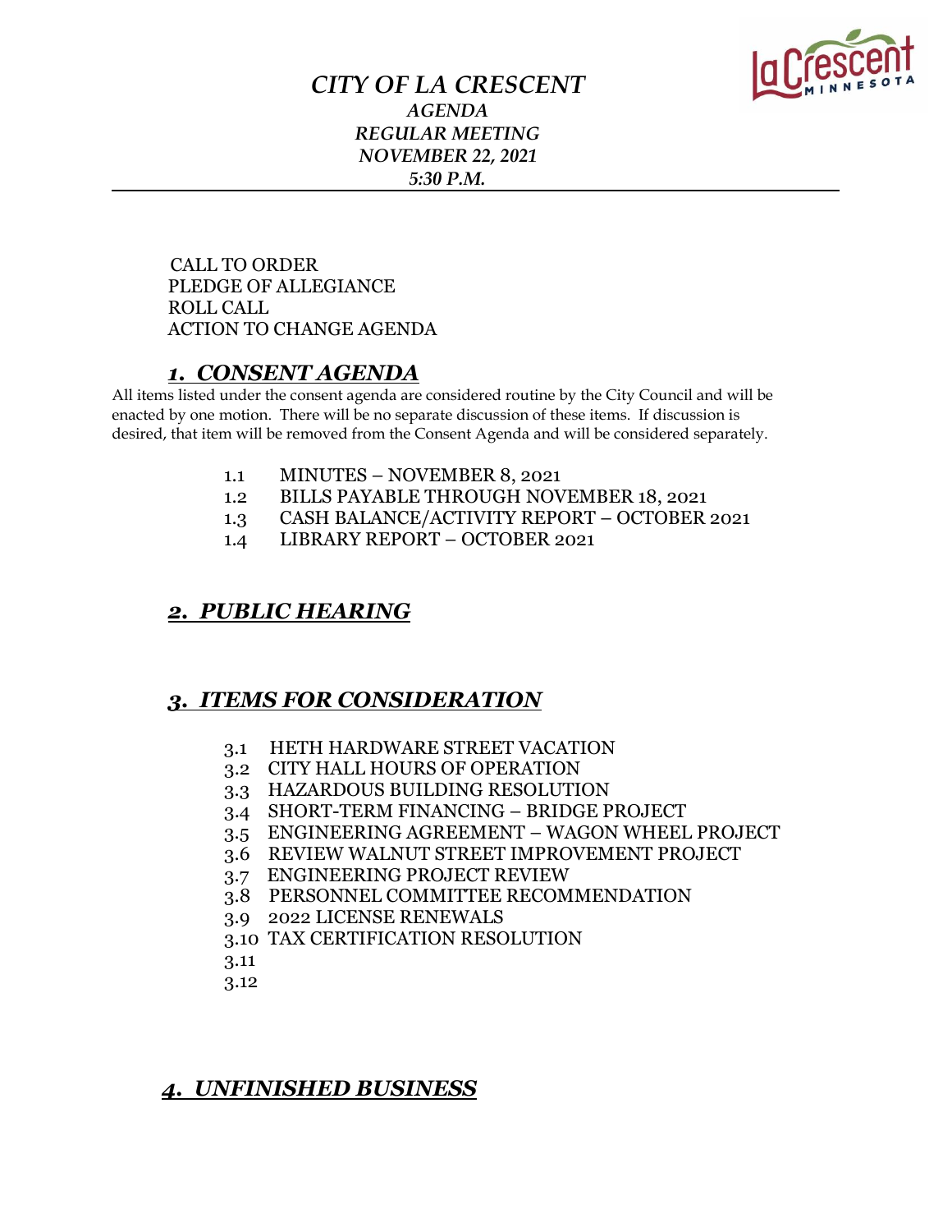# *CITY OF LA CRESCENT*

*AGENDA*
*REGULAR MEETING*
*NOVEMBER 22, 2021*
*5:30 P.M.*

---

CALL TO ORDER
PLEDGE OF ALLEGIANCE
ROLL CALL
ACTION TO CHANGE AGENDA

## ***1. CONSENT AGENDA***

All items listed under the consent agenda are considered routine by the City Council and will be enacted by one motion. There will be no separate discussion of these items. If discussion is desired, that item will be removed from the Consent Agenda and will be considered separately.

1.1 MINUTES – NOVEMBER 8, 2021
1.2 BILLS PAYABLE THROUGH NOVEMBER 18, 2021
1.3 CASH BALANCE/ACTIVITY REPORT – OCTOBER 2021
1.4 LIBRARY REPORT – OCTOBER 2021

## ***2. PUBLIC HEARING***

## ***3. ITEMS FOR CONSIDERATION***

3.1 HETH HARDWARE STREET VACATION
3.2 CITY HALL HOURS OF OPERATION
3.3 HAZARDOUS BUILDING RESOLUTION
3.4 SHORT-TERM FINANCING – BRIDGE PROJECT
3.5 ENGINEERING AGREEMENT – WAGON WHEEL PROJECT
3.6 REVIEW WALNUT STREET IMPROVEMENT PROJECT
3.7 ENGINEERING PROJECT REVIEW
3.8 PERSONNEL COMMITTEE RECOMMENDATION
3.9 2022 LICENSE RENEWALS
3.10 TAX CERTIFICATION RESOLUTION
3.11
3.12

## ***4. UNFINISHED BUSINESS***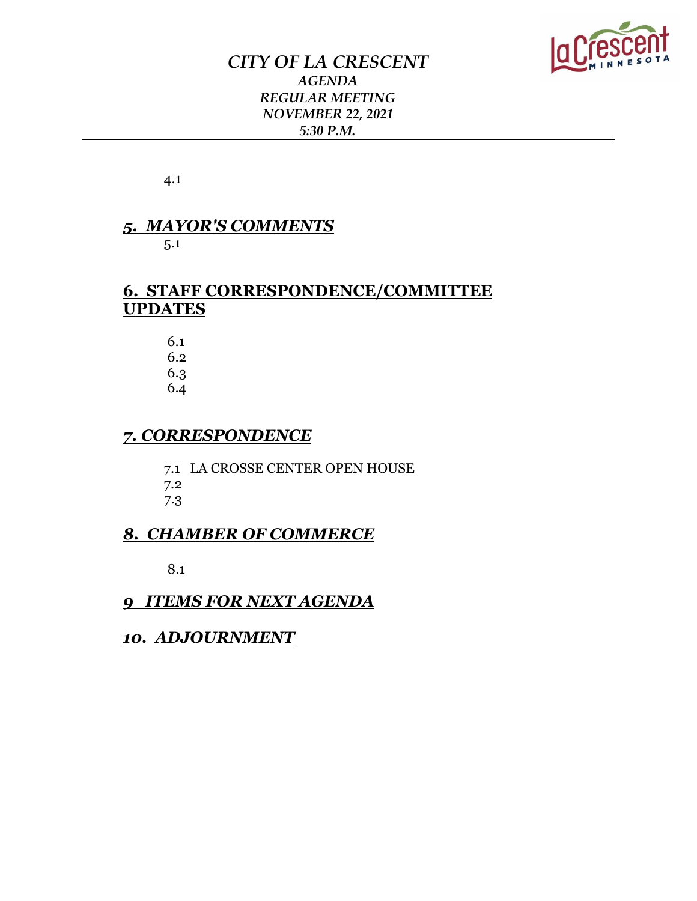*CITY OF LA CRESCENT*
*AGENDA*
*REGULAR MEETING*
*NOVEMBER 22, 2021*
*5:30 P.M.*

4.1

## ***5. MAYOR'S COMMENTS***

5.1

## **6. STAFF CORRESPONDENCE/COMMITTEE UPDATES**

6.1
6.2
6.3
6.4

## ***7. CORRESPONDENCE***

7.1 LA CROSSE CENTER OPEN HOUSE
7.2
7.3

## ***8. CHAMBER OF COMMERCE***

8.1

## ***9 ITEMS FOR NEXT AGENDA***

## ***10. ADJOURNMENT***